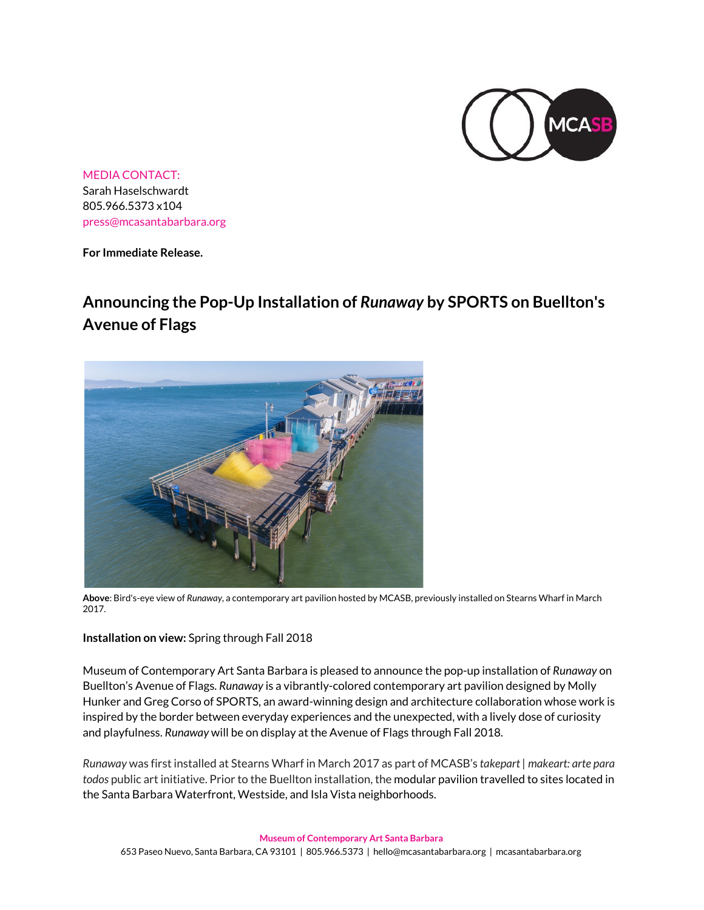MEDIA CONTACT:
Sarah Haselschwardt
805.966.5373 x104
press@mcasantabarbara.org

**For Immediate Release.**

## Announcing the Pop-Up Installation of *Runaway* by SPORTS on Buellton's Avenue of Flags

**Above**: Bird's-eye view of *Runaway*, a contemporary art pavilion hosted by MCASB, previously installed on Stearns Wharf in March 2017.

**Installation on view:** Spring through Fall 2018

Museum of Contemporary Art Santa Barbara is pleased to announce the pop-up installation of *Runaway* on Buellton's Avenue of Flags. *Runaway* is a vibrantly-colored contemporary art pavilion designed by Molly Hunker and Greg Corso of SPORTS, an award-winning design and architecture collaboration whose work is inspired by the border between everyday experiences and the unexpected, with a lively dose of curiosity and playfulness. *Runaway* will be on display at the Avenue of Flags through Fall 2018.

*Runaway* was first installed at Stearns Wharf in March 2017 as part of MCASB's *takepart | makeart: arte para todos* public art initiative. Prior to the Buellton installation, the modular pavilion travelled to sites located in the Santa Barbara Waterfront, Westside, and Isla Vista neighborhoods.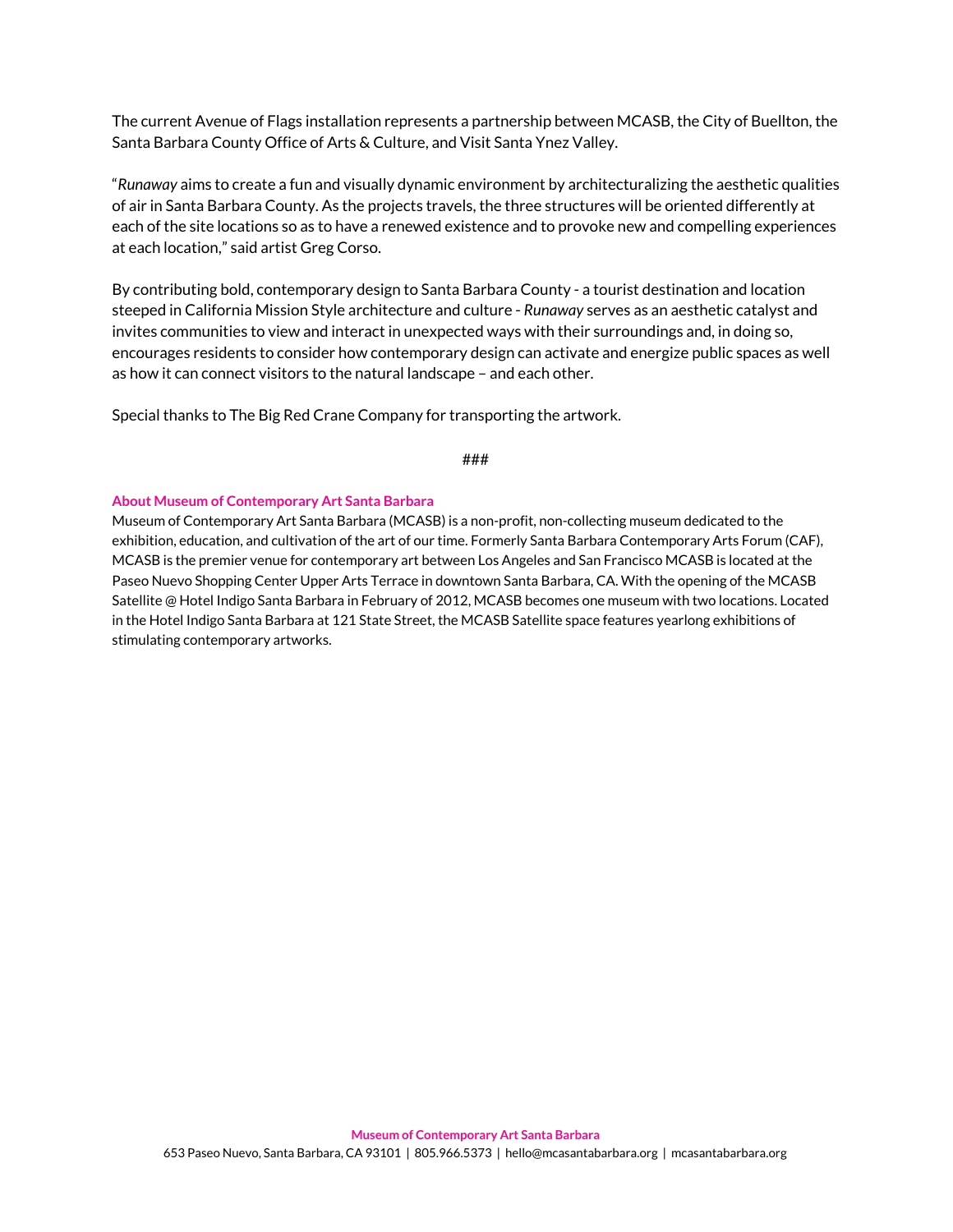The current Avenue of Flags installation represents a partnership between MCASB, the City of Buellton, the Santa Barbara County Office of Arts & Culture, and Visit Santa Ynez Valley.

"*Runaway* aims to create a fun and visually dynamic environment by architecturalizing the aesthetic qualities of air in Santa Barbara County. As the projects travels, the three structures will be oriented differently at each of the site locations so as to have a renewed existence and to provoke new and compelling experiences at each location," said artist Greg Corso.

By contributing bold, contemporary design to Santa Barbara County - a tourist destination and location steeped in California Mission Style architecture and culture - *Runaway* serves as an aesthetic catalyst and invites communities to view and interact in unexpected ways with their surroundings and, in doing so, encourages residents to consider how contemporary design can activate and energize public spaces as well as how it can connect visitors to the natural landscape – and each other.

Special thanks to The Big Red Crane Company for transporting the artwork.

###

**About Museum of Contemporary Art Santa Barbara**

Museum of Contemporary Art Santa Barbara (MCASB) is a non-profit, non-collecting museum dedicated to the exhibition, education, and cultivation of the art of our time. Formerly Santa Barbara Contemporary Arts Forum (CAF), MCASB is the premier venue for contemporary art between Los Angeles and San Francisco MCASB is located at the Paseo Nuevo Shopping Center Upper Arts Terrace in downtown Santa Barbara, CA. With the opening of the MCASB Satellite @ Hotel Indigo Santa Barbara in February of 2012, MCASB becomes one museum with two locations. Located in the Hotel Indigo Santa Barbara at 121 State Street, the MCASB Satellite space features yearlong exhibitions of stimulating contemporary artworks.

**Museum of Contemporary Art Santa Barbara**

653 Paseo Nuevo, Santa Barbara, CA 93101 | 805.966.5373 | hello@mcasantabarbara.org | mcasantabarbara.org